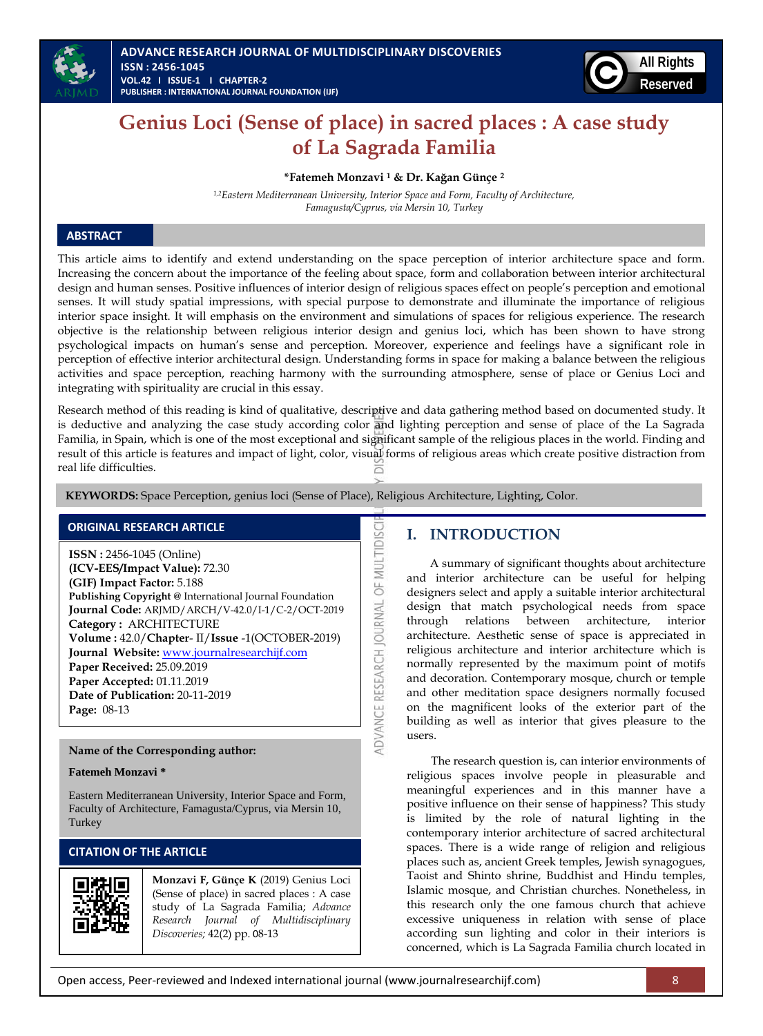# Genius Loci (Sense of place) in sacred places : A case study of La Sagrada Familia

**\*Fatemeh Monzavi [1] & Dr. Kağan Günçe [2]**

*[1,2]Eastern Mediterranean University, Interior Space and Form, Faculty of Architecture, Famagusta/Cyprus, via Mersin 10, Turkey*

## ABSTRACT

This article aims to identify and extend understanding on the space perception of interior architecture space and form. Increasing the concern about the importance of the feeling about space, form and collaboration between interior architectural design and human senses. Positive influences of interior design of religious spaces effect on people's perception and emotional senses. It will study spatial impressions, with special purpose to demonstrate and illuminate the importance of religious interior space insight. It will emphasis on the environment and simulations of spaces for religious experience. The research objective is the relationship between religious interior design and genius loci, which has been shown to have strong psychological impacts on human's sense and perception. Moreover, experience and feelings have a significant role in perception of effective interior architectural design. Understanding forms in space for making a balance between the religious activities and space perception, reaching harmony with the surrounding atmosphere, sense of place or Genius Loci and integrating with spirituality are crucial in this essay.

Research method of this reading is kind of qualitative, descriptive and data gathering method based on documented study. It is deductive and analyzing the case study according color and lighting perception and sense of place of the La Sagrada Familia, in Spain, which is one of the most exceptional and significant sample of the religious places in the world. Finding and result of this article is features and impact of light, color, visual forms of religious areas which create positive distraction from real life difficulties.

**KEYWORDS:** Space Perception, genius loci (Sense of Place), Religious Architecture, Lighting, Color.

## ORIGINAL RESEARCH ARTICLE

**ISSN :** 2456-1045 (Online)
**(ICV-EES/Impact Value):** 72.30
**(GIF) Impact Factor:** 5.188
**Publishing Copyright @** International Journal Foundation
**Journal Code:** ARJMD/ARCH/V-42.0/I-1/C-2/OCT-2019
**Category :** ARCHITECTURE
**Volume :** 42.0/**Chapter**- II/**Issue** -1(OCTOBER-2019)
**Journal Website:** www.journalresearchijf.com
**Paper Received:** 25.09.2019
**Paper Accepted:** 01.11.2019
**Date of Publication:** 20-11-2019
**Page:** 08-13

**Name of the Corresponding author:**

**Fatemeh Monzavi \***

Eastern Mediterranean University, Interior Space and Form, Faculty of Architecture, Famagusta/Cyprus, via Mersin 10, Turkey

## CITATION OF THE ARTICLE

**Monzavi F, Günçe K** (2019) Genius Loci (Sense of place) in sacred places : A case study of La Sagrada Familia; *Advance Research Journal of Multidisciplinary Discoveries;* 42(2) pp. 08-13

## I. INTRODUCTION

A summary of significant thoughts about architecture and interior architecture can be useful for helping designers select and apply a suitable interior architectural design that match psychological needs from space through relations between architecture, interior architecture. Aesthetic sense of space is appreciated in religious architecture and interior architecture which is normally represented by the maximum point of motifs and decoration. Contemporary mosque, church or temple and other meditation space designers normally focused on the magnificent looks of the exterior part of the building as well as interior that gives pleasure to the users.

The research question is, can interior environments of religious spaces involve people in pleasurable and meaningful experiences and in this manner have a positive influence on their sense of happiness? This study is limited by the role of natural lighting in the contemporary interior architecture of sacred architectural spaces. There is a wide range of religion and religious places such as, ancient Greek temples, Jewish synagogues, Taoist and Shinto shrine, Buddhist and Hindu temples, Islamic mosque, and Christian churches. Nonetheless, in this research only the one famous church that achieve excessive uniqueness in relation with sense of place according sun lighting and color in their interiors is concerned, which is La Sagrada Familia church located in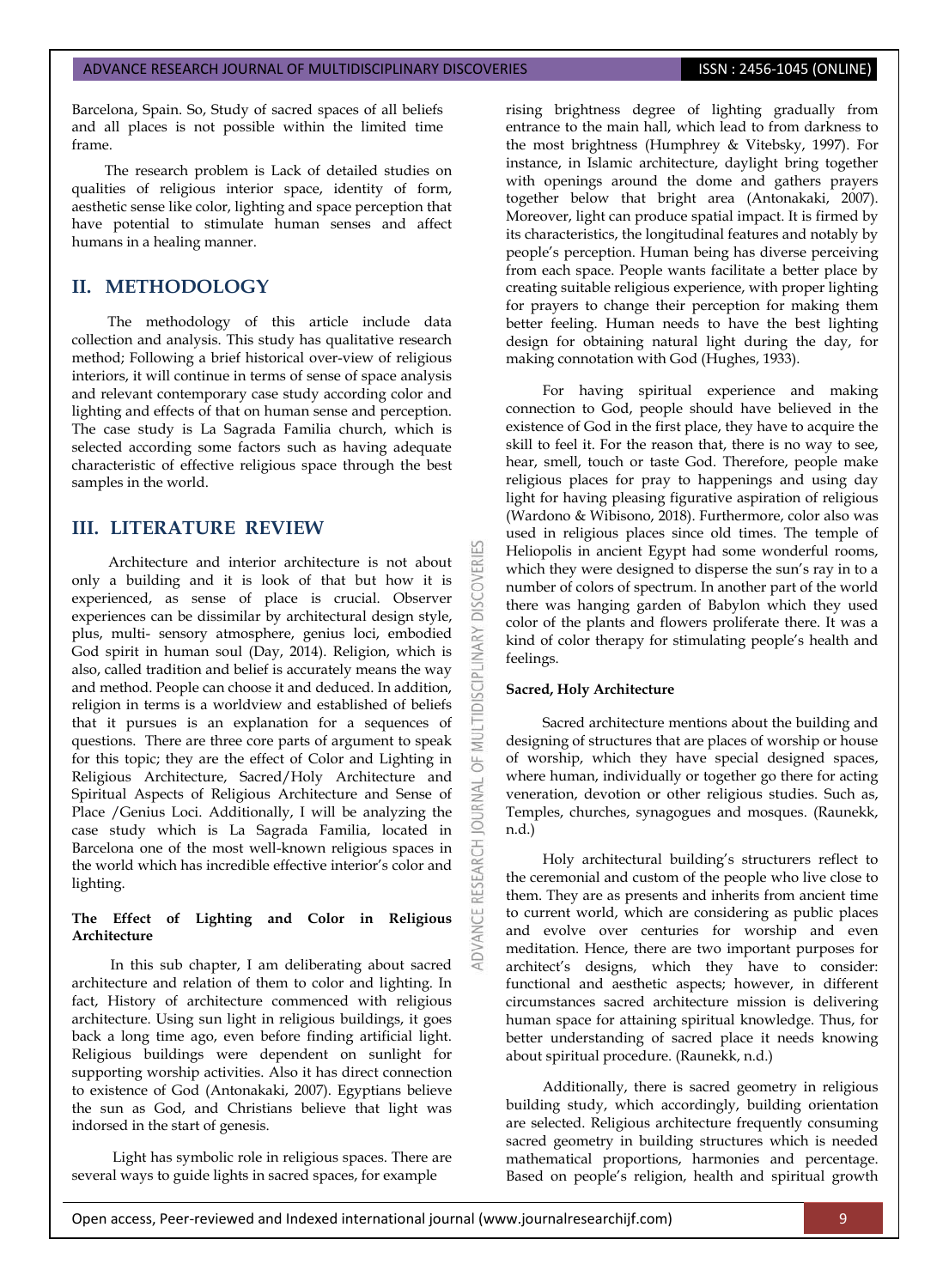Barcelona, Spain. So, Study of sacred spaces of all beliefs and all places is not possible within the limited time frame.

The research problem is Lack of detailed studies on qualities of religious interior space, identity of form, aesthetic sense like color, lighting and space perception that have potential to stimulate human senses and affect humans in a healing manner.

## II. METHODOLOGY

The methodology of this article include data collection and analysis. This study has qualitative research method; Following a brief historical over-view of religious interiors, it will continue in terms of sense of space analysis and relevant contemporary case study according color and lighting and effects of that on human sense and perception. The case study is La Sagrada Familia church, which is selected according some factors such as having adequate characteristic of effective religious space through the best samples in the world.

## III. LITERATURE REVIEW

Architecture and interior architecture is not about only a building and it is look of that but how it is experienced, as sense of place is crucial. Observer experiences can be dissimilar by architectural design style, plus, multi- sensory atmosphere, genius loci, embodied God spirit in human soul (Day, 2014). Religion, which is also, called tradition and belief is accurately means the way and method. People can choose it and deduced. In addition, religion in terms is a worldview and established of beliefs that it pursues is an explanation for a sequences of questions. There are three core parts of argument to speak for this topic; they are the effect of Color and Lighting in Religious Architecture, Sacred/Holy Architecture and Spiritual Aspects of Religious Architecture and Sense of Place /Genius Loci. Additionally, I will be analyzing the case study which is La Sagrada Familia, located in Barcelona one of the most well-known religious spaces in the world which has incredible effective interior's color and lighting.

### The Effect of Lighting and Color in Religious Architecture

In this sub chapter, I am deliberating about sacred architecture and relation of them to color and lighting. In fact, History of architecture commenced with religious architecture. Using sun light in religious buildings, it goes back a long time ago, even before finding artificial light. Religious buildings were dependent on sunlight for supporting worship activities. Also it has direct connection to existence of God (Antonakaki, 2007). Egyptians believe the sun as God, and Christians believe that light was indorsed in the start of genesis.

Light has symbolic role in religious spaces. There are several ways to guide lights in sacred spaces, for example rising brightness degree of lighting gradually from entrance to the main hall, which lead to from darkness to the most brightness (Humphrey & Vitebsky, 1997). For instance, in Islamic architecture, daylight bring together with openings around the dome and gathers prayers together below that bright area (Antonakaki, 2007). Moreover, light can produce spatial impact. It is firmed by its characteristics, the longitudinal features and notably by people's perception. Human being has diverse perceiving from each space. People wants facilitate a better place by creating suitable religious experience, with proper lighting for prayers to change their perception for making them better feeling. Human needs to have the best lighting design for obtaining natural light during the day, for making connotation with God (Hughes, 1933).

For having spiritual experience and making connection to God, people should have believed in the existence of God in the first place, they have to acquire the skill to feel it. For the reason that, there is no way to see, hear, smell, touch or taste God. Therefore, people make religious places for pray to happenings and using day light for having pleasing figurative aspiration of religious (Wardono & Wibisono, 2018). Furthermore, color also was used in religious places since old times. The temple of Heliopolis in ancient Egypt had some wonderful rooms, which they were designed to disperse the sun's ray in to a number of colors of spectrum. In another part of the world there was hanging garden of Babylon which they used color of the plants and flowers proliferate there. It was a kind of color therapy for stimulating people's health and feelings.

### Sacred, Holy Architecture

Sacred architecture mentions about the building and designing of structures that are places of worship or house of worship, which they have special designed spaces, where human, individually or together go there for acting veneration, devotion or other religious studies. Such as, Temples, churches, synagogues and mosques. (Raunekk, n.d.)

Holy architectural building's structurers reflect to the ceremonial and custom of the people who live close to them. They are as presents and inherits from ancient time to current world, which are considering as public places and evolve over centuries for worship and even meditation. Hence, there are two important purposes for architect's designs, which they have to consider: functional and aesthetic aspects; however, in different circumstances sacred architecture mission is delivering human space for attaining spiritual knowledge. Thus, for better understanding of sacred place it needs knowing about spiritual procedure. (Raunekk, n.d.)

Additionally, there is sacred geometry in religious building study, which accordingly, building orientation are selected. Religious architecture frequently consuming sacred geometry in building structures which is needed mathematical proportions, harmonies and percentage. Based on people's religion, health and spiritual growth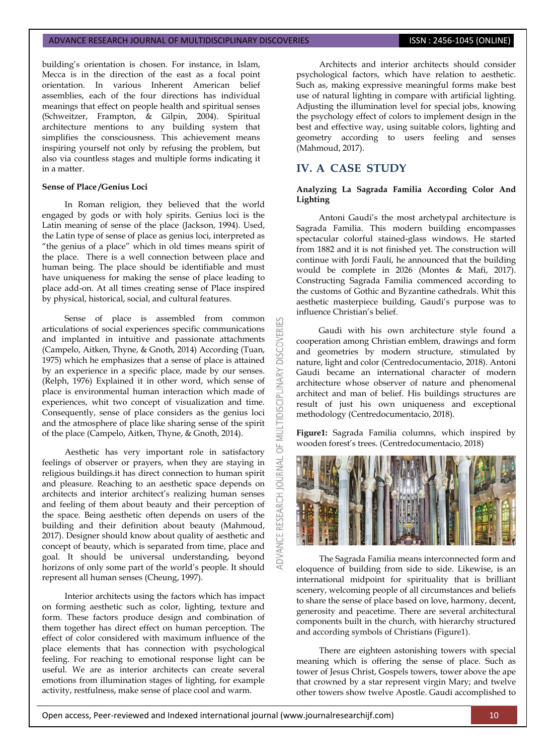building's orientation is chosen. For instance, in Islam, Mecca is in the direction of the east as a focal point orientation. In various Inherent American belief assemblies, each of the four directions has individual meanings that effect on people health and spiritual senses (Schweitzer, Frampton, & Gilpin, 2004). Spiritual architecture mentions to any building system that simplifies the consciousness. This achievement means inspiring yourself not only by refusing the problem, but also via countless stages and multiple forms indicating it in a matter.

**Sense of Place /Genius Loci**

In Roman religion, they believed that the world engaged by gods or with holy spirits. Genius loci is the Latin meaning of sense of the place (Jackson, 1994). Used, the Latin type of sense of place as genius loci, interpreted as "the genius of a place" which in old times means spirit of the place. There is a well connection between place and human being. The place should be identifiable and must have uniqueness for making the sense of place leading to place add-on. At all times creating sense of Place inspired by physical, historical, social, and cultural features.

Sense of place is assembled from common articulations of social experiences specific communications and implanted in intuitive and passionate attachments (Campelo, Aitken, Thyne, & Gnoth, 2014) According (Tuan, 1975) which he emphasizes that a sense of place is attained by an experience in a specific place, made by our senses. (Relph, 1976) Explained it in other word, which sense of place is environmental human interaction which made of experiences, whit two concept of visualization and time. Consequently, sense of place considers as the genius loci and the atmosphere of place like sharing sense of the spirit of the place (Campelo, Aitken, Thyne, & Gnoth, 2014).

Aesthetic has very important role in satisfactory feelings of observer or prayers, when they are staying in religious buildings.it has direct connection to human spirit and pleasure. Reaching to an aesthetic space depends on architects and interior architect's realizing human senses and feeling of them about beauty and their perception of the space. Being aesthetic often depends on users of the building and their definition about beauty (Mahmoud, 2017). Designer should know about quality of aesthetic and concept of beauty, which is separated from time, place and goal. It should be universal understanding, beyond horizons of only some part of the world's people. It should represent all human senses (Cheung, 1997).

Interior architects using the factors which has impact on forming aesthetic such as color, lighting, texture and form. These factors produce design and combination of them together has direct effect on human perception. The effect of color considered with maximum influence of the place elements that has connection with psychological feeling. For reaching to emotional response light can be useful. We are as interior architects can create several emotions from illumination stages of lighting, for example activity, restfulness, make sense of place cool and warm.

Architects and interior architects should consider psychological factors, which have relation to aesthetic. Such as, making expressive meaningful forms make best use of natural lighting in compare with artificial lighting. Adjusting the illumination level for special jobs, knowing the psychology effect of colors to implement design in the best and effective way, using suitable colors, lighting and geometry according to users feeling and senses (Mahmoud, 2017).

## IV. A CASE STUDY

**Analyzing La Sagrada Familia According Color And Lighting**

Antoni Gaudi's the most archetypal architecture is Sagrada Familia. This modern building encompasses spectacular colorful stained-glass windows. He started from 1882 and it is not finished yet. The construction will continue with Jordi Faulí, he announced that the building would be complete in 2026 (Montes & Mafi, 2017). Constructing Sagrada Familia commenced according to the customs of Gothic and Byzantine cathedrals. Whit this aesthetic masterpiece building, Gaudi's purpose was to influence Christian's belief.

Gaudi with his own architecture style found a cooperation among Christian emblem, drawings and form and geometries by modern structure, stimulated by nature, light and color (Centredocumentacio, 2018). Antoni Gaudi became an international character of modern architecture whose observer of nature and phenomenal architect and man of belief. His buildings structures are result of just his own uniqueness and exceptional methodology (Centredocumentacio, 2018).

**Figure1:** Sagrada Familia columns, which inspired by wooden forest's trees. (Centredocumentacio, 2018)

The Sagrada Familia means interconnected form and eloquence of building from side to side. Likewise, is an international midpoint for spirituality that is brilliant scenery, welcoming people of all circumstances and beliefs to share the sense of place based on love, harmony, decent, generosity and peacetime. There are several architectural components built in the church, with hierarchy structured and according symbols of Christians (Figure1).

There are eighteen astonishing towers with special meaning which is offering the sense of place. Such as tower of Jesus Christ, Gospels towers, tower above the ape that crowned by a star represent virgin Mary; and twelve other towers show twelve Apostle. Gaudi accomplished to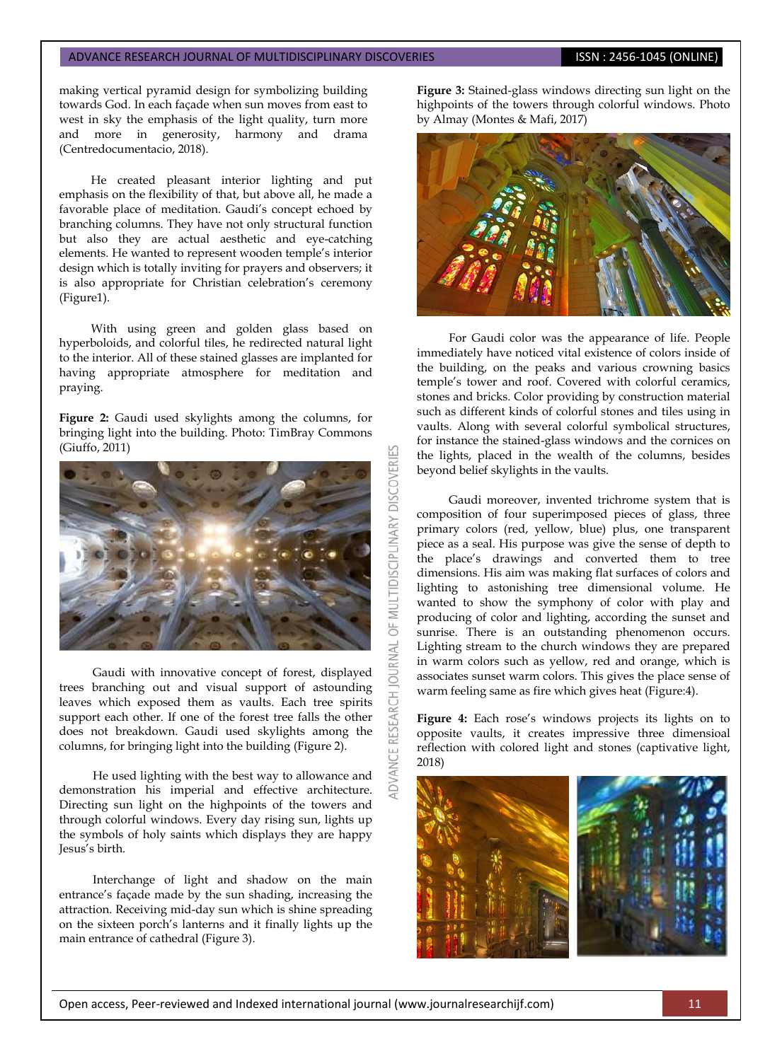making vertical pyramid design for symbolizing building towards God. In each façade when sun moves from east to west in sky the emphasis of the light quality, turn more and more in generosity, harmony and drama (Centredocumentacio, 2018).

He created pleasant interior lighting and put emphasis on the flexibility of that, but above all, he made a favorable place of meditation. Gaudi's concept echoed by branching columns. They have not only structural function but also they are actual aesthetic and eye-catching elements. He wanted to represent wooden temple's interior design which is totally inviting for prayers and observers; it is also appropriate for Christian celebration's ceremony (Figure1).

With using green and golden glass based on hyperboloids, and colorful tiles, he redirected natural light to the interior. All of these stained glasses are implanted for having appropriate atmosphere for meditation and praying.

**Figure 2:** Gaudi used skylights among the columns, for bringing light into the building. Photo: TimBray Commons (Giuffo, 2011)

Gaudi with innovative concept of forest, displayed trees branching out and visual support of astounding leaves which exposed them as vaults. Each tree spirits support each other. If one of the forest tree falls the other does not breakdown. Gaudi used skylights among the columns, for bringing light into the building (Figure 2).

He used lighting with the best way to allowance and demonstration his imperial and effective architecture. Directing sun light on the highpoints of the towers and through colorful windows. Every day rising sun, lights up the symbols of holy saints which displays they are happy Jesus's birth.

Interchange of light and shadow on the main entrance's façade made by the sun shading, increasing the attraction. Receiving mid-day sun which is shine spreading on the sixteen porch's lanterns and it finally lights up the main entrance of cathedral (Figure 3).

**Figure 3:** Stained-glass windows directing sun light on the highpoints of the towers through colorful windows. Photo by Almay (Montes & Mafi, 2017)

For Gaudi color was the appearance of life. People immediately have noticed vital existence of colors inside of the building, on the peaks and various crowning basics temple's tower and roof. Covered with colorful ceramics, stones and bricks. Color providing by construction material such as different kinds of colorful stones and tiles using in vaults. Along with several colorful symbolical structures, for instance the stained-glass windows and the cornices on the lights, placed in the wealth of the columns, besides beyond belief skylights in the vaults.

Gaudi moreover, invented trichrome system that is composition of four superimposed pieces of glass, three primary colors (red, yellow, blue) plus, one transparent piece as a seal. His purpose was give the sense of depth to the place's drawings and converted them to tree dimensions. His aim was making flat surfaces of colors and lighting to astonishing tree dimensional volume. He wanted to show the symphony of color with play and producing of color and lighting, according the sunset and sunrise. There is an outstanding phenomenon occurs. Lighting stream to the church windows they are prepared in warm colors such as yellow, red and orange, which is associates sunset warm colors. This gives the place sense of warm feeling same as fire which gives heat (Figure:4).

**Figure 4:** Each rose's windows projects its lights on to opposite vaults, it creates impressive three dimensioal reflection with colored light and stones (captivative light, 2018)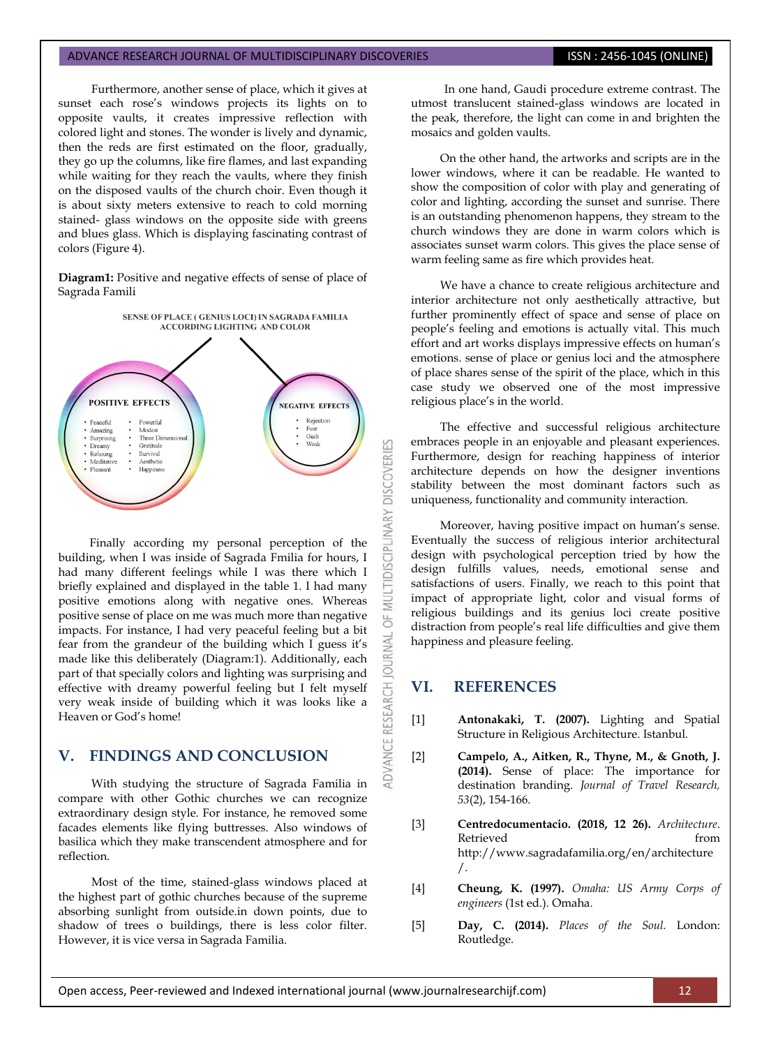Furthermore, another sense of place, which it gives at sunset each rose's windows projects its lights on to opposite vaults, it creates impressive reflection with colored light and stones. The wonder is lively and dynamic, then the reds are first estimated on the floor, gradually, they go up the columns, like fire flames, and last expanding while waiting for they reach the vaults, where they finish on the disposed vaults of the church choir. Even though it is about sixty meters extensive to reach to cold morning stained- glass windows on the opposite side with greens and blues glass. Which is displaying fascinating contrast of colors (Figure 4).

**Diagram1:** Positive and negative effects of sense of place of Sagrada Famili

SENSE OF PLACE ( GENIUS LOCI) IN SAGRADA FAMILIA ACCORDING LIGHTING AND COLOR

POSITIVE EFFECTS

- Peaceful
- Amazing
- Surprising
- Dreamy
- Relaxing
- Meditative
- Pleasant
- Powerful
- Modest
- Three Dimensional
- Gratitude
- Survival
- Aesthetic
- Happiness

NEGATIVE EFFECTS

- Rejection
- Fear
- Guilt
- Weak

Finally according my personal perception of the building, when I was inside of Sagrada Fmilia for hours, I had many different feelings while I was there which I briefly explained and displayed in the table 1. I had many positive emotions along with negative ones. Whereas positive sense of place on me was much more than negative impacts. For instance, I had very peaceful feeling but a bit fear from the grandeur of the building which I guess it's made like this deliberately (Diagram:1). Additionally, each part of that specially colors and lighting was surprising and effective with dreamy powerful feeling but I felt myself very weak inside of building which it was looks like a Heaven or God's home!

## V. FINDINGS AND CONCLUSION

With studying the structure of Sagrada Familia in compare with other Gothic churches we can recognize extraordinary design style. For instance, he removed some facades elements like flying buttresses. Also windows of basilica which they make transcendent atmosphere and for reflection.

Most of the time, stained-glass windows placed at the highest part of gothic churches because of the supreme absorbing sunlight from outside.in down points, due to shadow of trees o buildings, there is less color filter. However, it is vice versa in Sagrada Familia.

In one hand, Gaudi procedure extreme contrast. The utmost translucent stained-glass windows are located in the peak, therefore, the light can come in and brighten the mosaics and golden vaults.

On the other hand, the artworks and scripts are in the lower windows, where it can be readable. He wanted to show the composition of color with play and generating of color and lighting, according the sunset and sunrise. There is an outstanding phenomenon happens, they stream to the church windows they are done in warm colors which is associates sunset warm colors. This gives the place sense of warm feeling same as fire which provides heat.

We have a chance to create religious architecture and interior architecture not only aesthetically attractive, but further prominently effect of space and sense of place on people's feeling and emotions is actually vital. This much effort and art works displays impressive effects on human's emotions. sense of place or genius loci and the atmosphere of place shares sense of the spirit of the place, which in this case study we observed one of the most impressive religious place's in the world.

The effective and successful religious architecture embraces people in an enjoyable and pleasant experiences. Furthermore, design for reaching happiness of interior architecture depends on how the designer inventions stability between the most dominant factors such as uniqueness, functionality and community interaction.

Moreover, having positive impact on human's sense. Eventually the success of religious interior architectural design with psychological perception tried by how the design fulfills values, needs, emotional sense and satisfactions of users. Finally, we reach to this point that impact of appropriate light, color and visual forms of religious buildings and its genius loci create positive distraction from people's real life difficulties and give them happiness and pleasure feeling.

## VI. REFERENCES

[1] **Antonakaki, T. (2007).** Lighting and Spatial Structure in Religious Architecture. Istanbul.

[2] **Campelo, A., Aitken, R., Thyne, M., & Gnoth, J. (2014).** Sense of place: The importance for destination branding. *Journal of Travel Research, 53*(2), 154-166.

[3] **Centredocumentacio. (2018, 12 26).** *Architecture.* Retrieved from http://www.sagradafamilia.org/en/architecture/.

[4] **Cheung, K. (1997).** *Omaha: US Army Corps of engineers* (1st ed.). Omaha.

[5] **Day, C. (2014).** *Places of the Soul.* London: Routledge.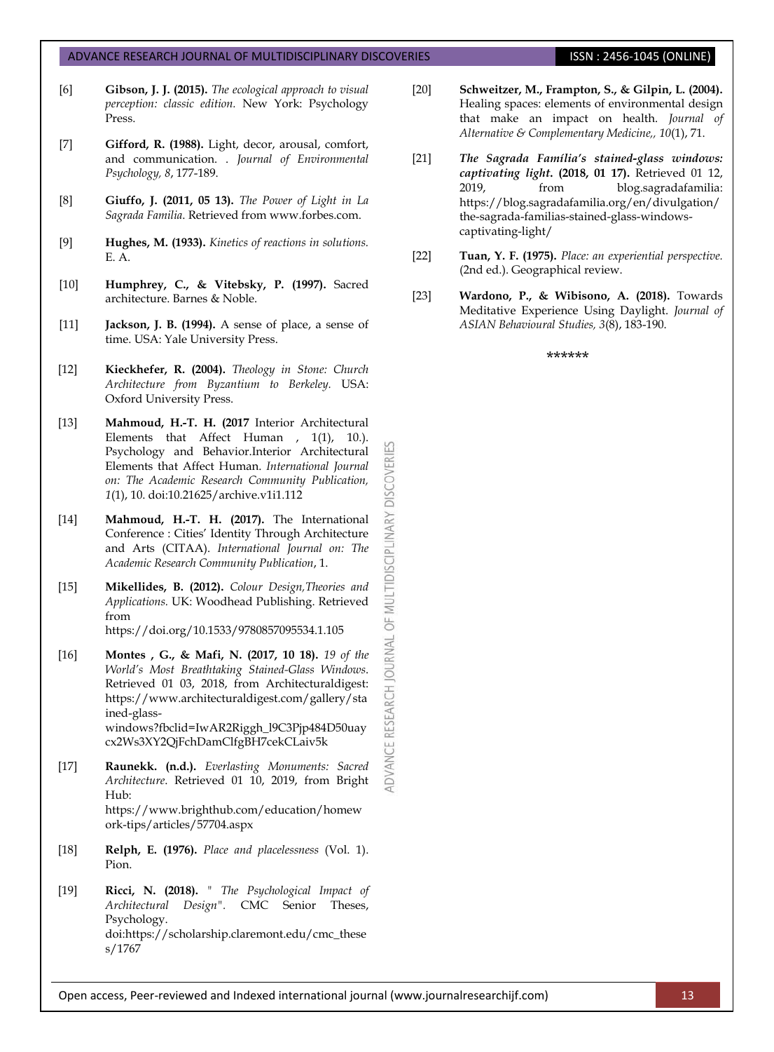[6] **Gibson, J. J. (2015).** *The ecological approach to visual perception: classic edition.* New York: Psychology Press.

[7] **Gifford, R. (1988).** Light, decor, arousal, comfort, and communication. . *Journal of Environmental Psychology, 8*, 177-189.

[8] **Giuffo, J. (2011, 05 13).** *The Power of Light in La Sagrada Familia.* Retrieved from www.forbes.com.

[9] **Hughes, M. (1933).** *Kinetics of reactions in solutions.* E. A.

[10] **Humphrey, C., & Vitebsky, P. (1997).** Sacred architecture. Barnes & Noble.

[11] **Jackson, J. B. (1994).** A sense of place, a sense of time. USA: Yale University Press.

[12] **Kieckhefer, R. (2004).** *Theology in Stone: Church Architecture from Byzantium to Berkeley.* USA: Oxford University Press.

[13] **Mahmoud, H.-T. H. (2017** Interior Architectural Elements that Affect Human , 1(1), 10.). Psychology and Behavior.Interior Architectural Elements that Affect Human. *International Journal on: The Academic Research Community Publication, 1*(1), 10. doi:10.21625/archive.v1i1.112

[14] **Mahmoud, H.-T. H. (2017).** The International Conference : Cities' Identity Through Architecture and Arts (CITAA). *International Journal on: The Academic Research Community Publication*, 1.

[15] **Mikellides, B. (2012).** *Colour Design,Theories and Applications.* UK: Woodhead Publishing. Retrieved from https://doi.org/10.1533/9780857095534.1.105

[16] **Montes , G., & Mafi, N. (2017, 10 18).** *19 of the World's Most Breathtaking Stained-Glass Windows.* Retrieved 01 03, 2018, from Architecturaldigest: https://www.architecturaldigest.com/gallery/stained-glass-windows?fbclid=IwAR2Riggh_l9C3Pjp484D50uaycx2Ws3XY2QjFchDamClfgBH7cekCLaiv5k

[17] **Raunekk. (n.d.).** *Everlasting Monuments: Sacred Architecture.* Retrieved 01 10, 2019, from Bright Hub: https://www.brighthub.com/education/homework-tips/articles/57704.aspx

[18] **Relph, E. (1976).** *Place and placelessness* (Vol. 1). Pion.

[19] **Ricci, N. (2018).** *" The Psychological Impact of Architectural Design".* CMC Senior Theses, Psychology. doi:https://scholarship.claremont.edu/cmc_theses/1767

[20] **Schweitzer, M., Frampton, S., & Gilpin, L. (2004).** Healing spaces: elements of environmental design that make an impact on health. *Journal of Alternative & Complementary Medicine,, 10*(1), 71.

[21] ***The Sagrada Família's stained-glass windows: captivating light.* (2018, 01 17).** Retrieved 01 12, 2019, from blog.sagradafamilia: https://blog.sagradafamilia.org/en/divulgation/the-sagrada-familias-stained-glass-windows-captivating-light/

[22] **Tuan, Y. F. (1975).** *Place: an experiential perspective.* (2nd ed.). Geographical review.

[23] **Wardono, P., & Wibisono, A. (2018).** Towards Meditative Experience Using Daylight. *Journal of ASIAN Behavioural Studies, 3*(8), 183-190.

******